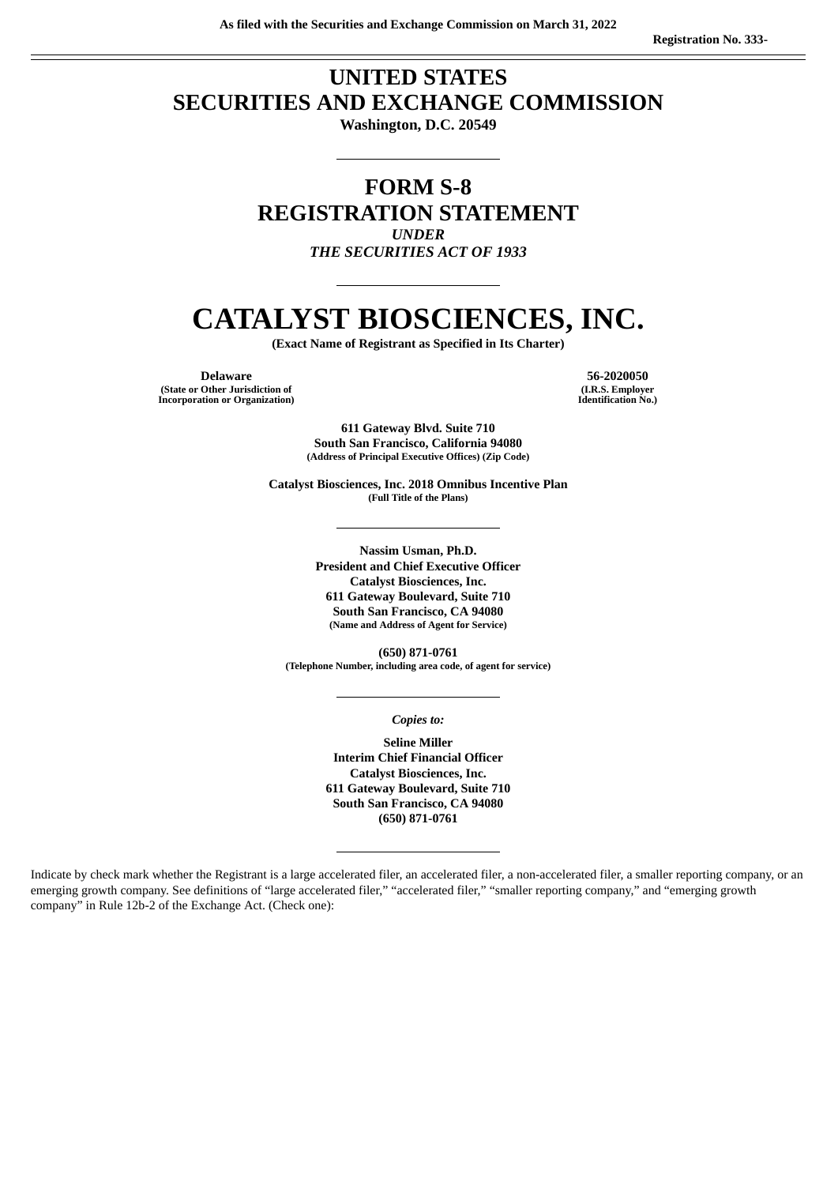**As filed with the Securities and Exchange Commission on March 31, 2022**

**Registration No. 333-**

# UNITED STATES
# SECURITIES AND EXCHANGE COMMISSION

**Washington, D.C. 20549**

---

# FORM S-8
# REGISTRATION STATEMENT

***UNDER***

***THE SECURITIES ACT OF 1933***

---

# CATALYST BIOSCIENCES, INC.

**(Exact Name of Registrant as Specified in Its Charter)**

| | |
|---|---|
| **Delaware** | **56-2020050** |
| **(State or Other Jurisdiction of Incorporation or Organization)** | **(I.R.S. Employer Identification No.)** |

**611 Gateway Blvd. Suite 710**
**South San Francisco, California 94080**
**(Address of Principal Executive Offices) (Zip Code)**

**Catalyst Biosciences, Inc. 2018 Omnibus Incentive Plan**
**(Full Title of the Plans)**

---

**Nassim Usman, Ph.D.**
**President and Chief Executive Officer**
**Catalyst Biosciences, Inc.**
**611 Gateway Boulevard, Suite 710**
**South San Francisco, CA 94080**
**(Name and Address of Agent for Service)**

**(650) 871-0761**
**(Telephone Number, including area code, of agent for service)**

---

***Copies to:***

**Seline Miller**
**Interim Chief Financial Officer**
**Catalyst Biosciences, Inc.**
**611 Gateway Boulevard, Suite 710**
**South San Francisco, CA 94080**
**(650) 871-0761**

---

Indicate by check mark whether the Registrant is a large accelerated filer, an accelerated filer, a non-accelerated filer, a smaller reporting company, or an emerging growth company. See definitions of "large accelerated filer," "accelerated filer," "smaller reporting company," and "emerging growth company" in Rule 12b-2 of the Exchange Act. (Check one):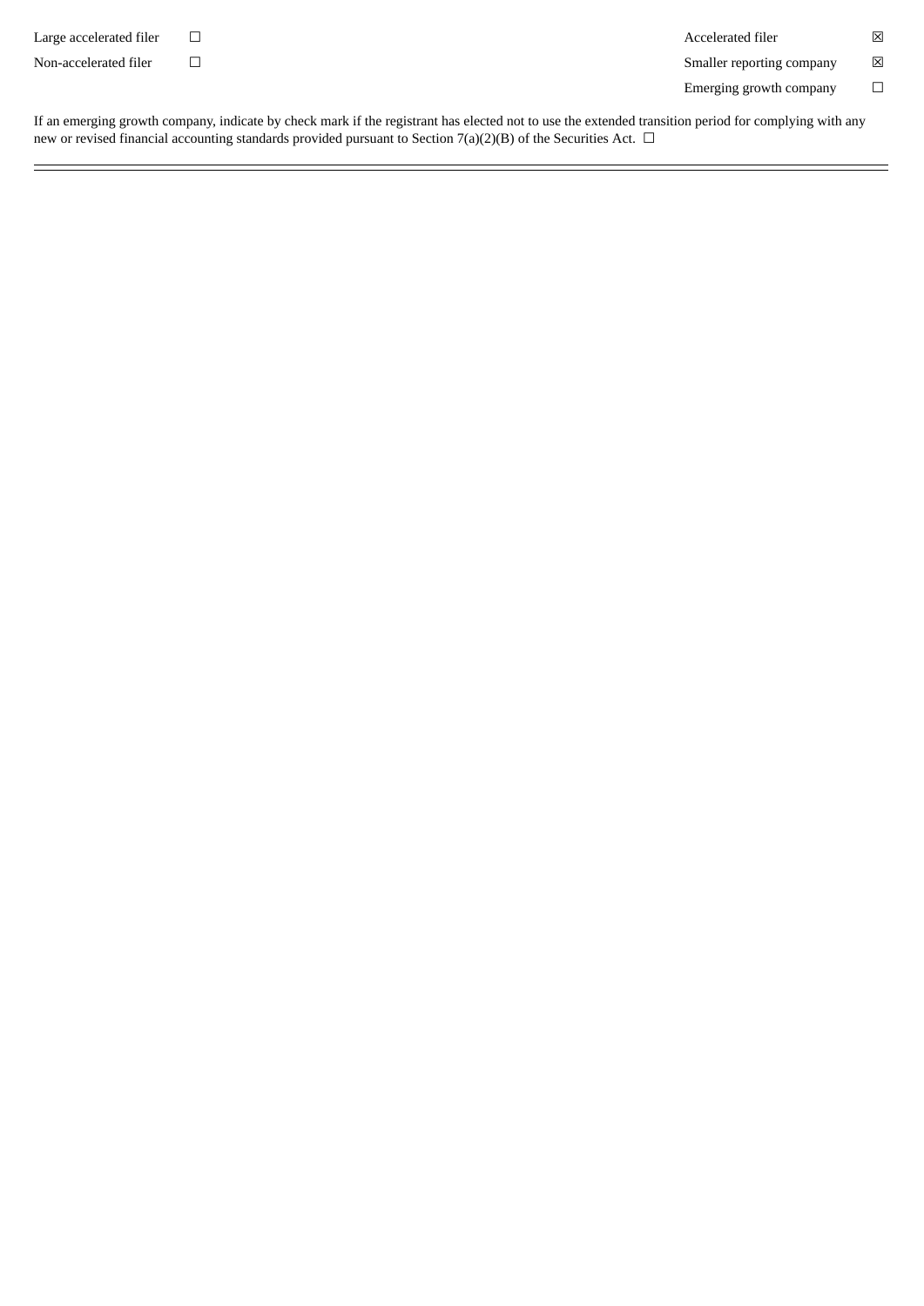| | | | |
|---|---|---|---|
| Large accelerated filer | ☐ | Accelerated filer | ☒ |
| Non-accelerated filer | ☐ | Smaller reporting company | ☒ |
| | | Emerging growth company | ☐ |

If an emerging growth company, indicate by check mark if the registrant has elected not to use the extended transition period for complying with any new or revised financial accounting standards provided pursuant to Section 7(a)(2)(B) of the Securities Act. ☐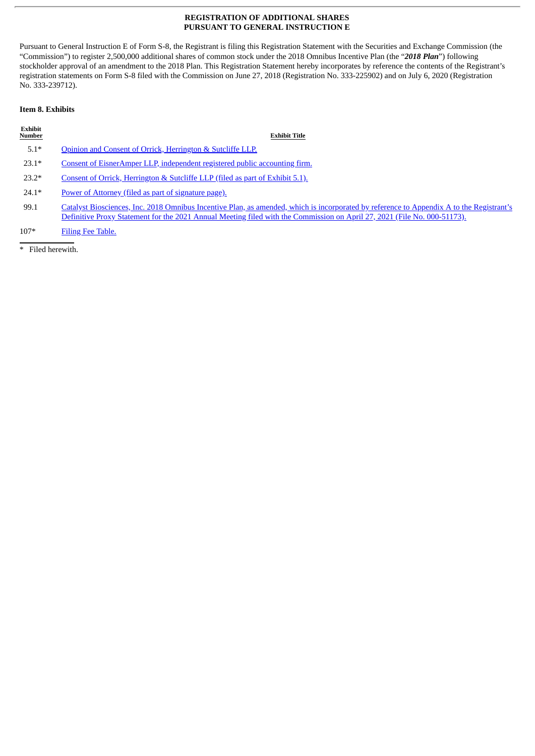**REGISTRATION OF ADDITIONAL SHARES**
**PURSUANT TO GENERAL INSTRUCTION E**

Pursuant to General Instruction E of Form S-8, the Registrant is filing this Registration Statement with the Securities and Exchange Commission (the "Commission") to register 2,500,000 additional shares of common stock under the 2018 Omnibus Incentive Plan (the "***2018 Plan***") following stockholder approval of an amendment to the 2018 Plan. This Registration Statement hereby incorporates by reference the contents of the Registrant's registration statements on Form S-8 filed with the Commission on June 27, 2018 (Registration No. 333-225902) and on July 6, 2020 (Registration No. 333-239712).

### Item 8. Exhibits

| Exhibit Number | Exhibit Title |
|---|---|
| 5.1* | Opinion and Consent of Orrick, Herrington & Sutcliffe LLP. |
| 23.1* | Consent of EisnerAmper LLP, independent registered public accounting firm. |
| 23.2* | Consent of Orrick, Herrington & Sutcliffe LLP (filed as part of Exhibit 5.1). |
| 24.1* | Power of Attorney (filed as part of signature page). |
| 99.1 | Catalyst Biosciences, Inc. 2018 Omnibus Incentive Plan, as amended, which is incorporated by reference to Appendix A to the Registrant's Definitive Proxy Statement for the 2021 Annual Meeting filed with the Commission on April 27, 2021 (File No. 000-51173). |
| 107* | Filing Fee Table. |

\* Filed herewith.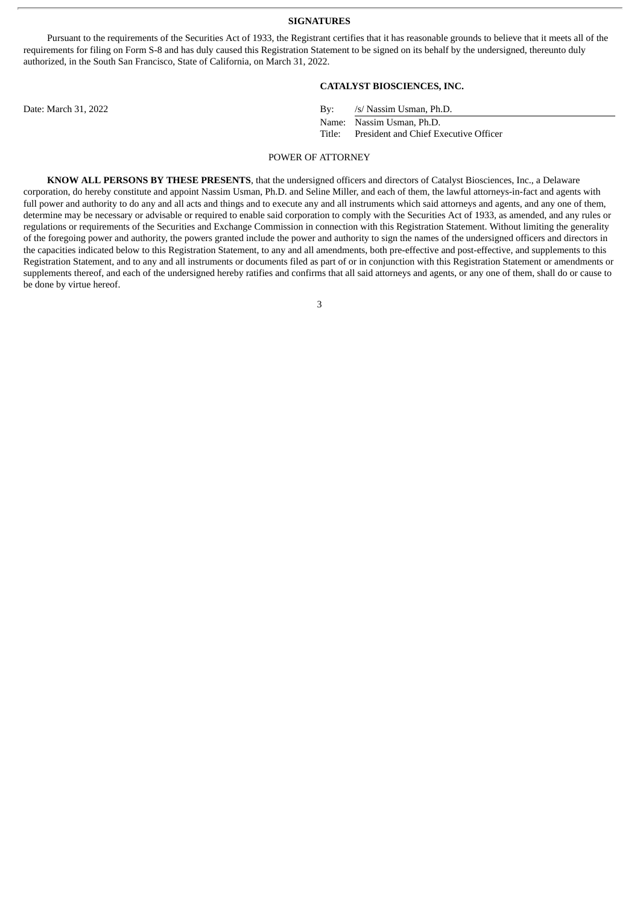## SIGNATURES

Pursuant to the requirements of the Securities Act of 1933, the Registrant certifies that it has reasonable grounds to believe that it meets all of the requirements for filing on Form S-8 and has duly caused this Registration Statement to be signed on its behalf by the undersigned, thereunto duly authorized, in the South San Francisco, State of California, on March 31, 2022.

**CATALYST BIOSCIENCES, INC.**

Date: March 31, 2022

By: /s/ Nassim Usman, Ph.D.
Name: Nassim Usman, Ph.D.
Title: President and Chief Executive Officer

POWER OF ATTORNEY

**KNOW ALL PERSONS BY THESE PRESENTS**, that the undersigned officers and directors of Catalyst Biosciences, Inc., a Delaware corporation, do hereby constitute and appoint Nassim Usman, Ph.D. and Seline Miller, and each of them, the lawful attorneys-in-fact and agents with full power and authority to do any and all acts and things and to execute any and all instruments which said attorneys and agents, and any one of them, determine may be necessary or advisable or required to enable said corporation to comply with the Securities Act of 1933, as amended, and any rules or regulations or requirements of the Securities and Exchange Commission in connection with this Registration Statement. Without limiting the generality of the foregoing power and authority, the powers granted include the power and authority to sign the names of the undersigned officers and directors in the capacities indicated below to this Registration Statement, to any and all amendments, both pre-effective and post-effective, and supplements to this Registration Statement, and to any and all instruments or documents filed as part of or in conjunction with this Registration Statement or amendments or supplements thereof, and each of the undersigned hereby ratifies and confirms that all said attorneys and agents, or any one of them, shall do or cause to be done by virtue hereof.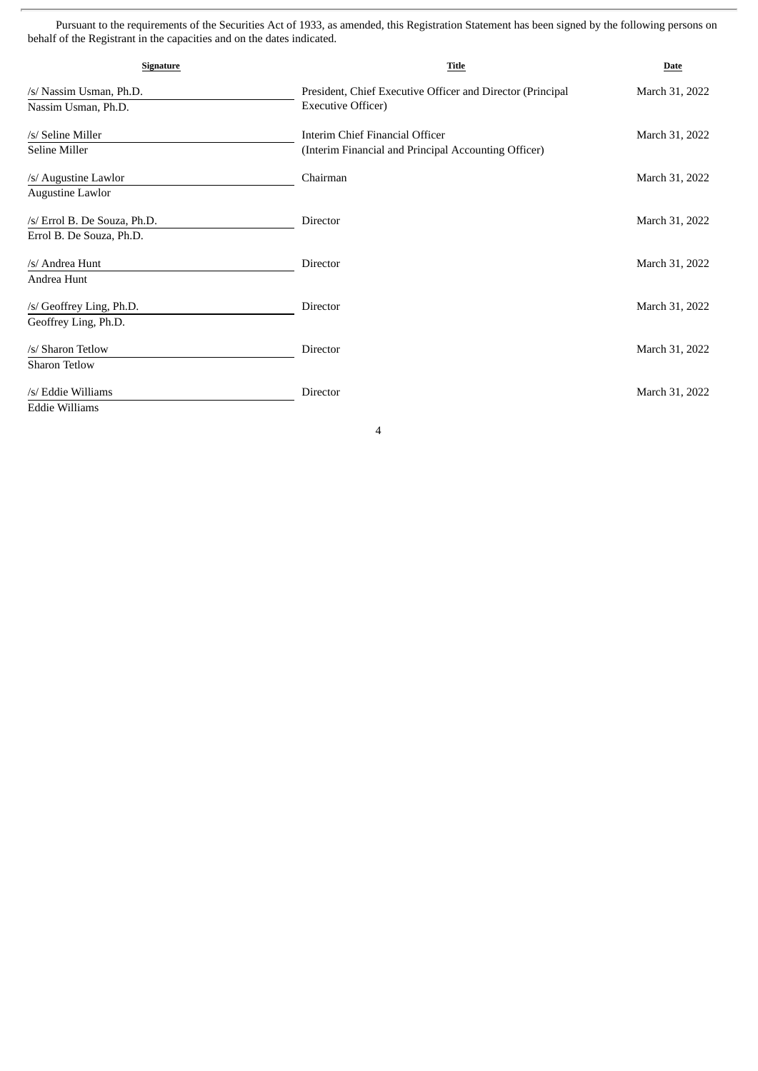Pursuant to the requirements of the Securities Act of 1933, as amended, this Registration Statement has been signed by the following persons on behalf of the Registrant in the capacities and on the dates indicated.

| Signature | Title | Date |
|---|---|---|
| /s/ Nassim Usman, Ph.D.<br>Nassim Usman, Ph.D. | President, Chief Executive Officer and Director (Principal Executive Officer) | March 31, 2022 |
| /s/ Seline Miller<br>Seline Miller | Interim Chief Financial Officer<br>(Interim Financial and Principal Accounting Officer) | March 31, 2022 |
| /s/ Augustine Lawlor<br>Augustine Lawlor | Chairman | March 31, 2022 |
| /s/ Errol B. De Souza, Ph.D.<br>Errol B. De Souza, Ph.D. | Director | March 31, 2022 |
| /s/ Andrea Hunt<br>Andrea Hunt | Director | March 31, 2022 |
| /s/ Geoffrey Ling, Ph.D.<br>Geoffrey Ling, Ph.D. | Director | March 31, 2022 |
| /s/ Sharon Tetlow<br>Sharon Tetlow | Director | March 31, 2022 |
| /s/ Eddie Williams<br>Eddie Williams | Director | March 31, 2022 |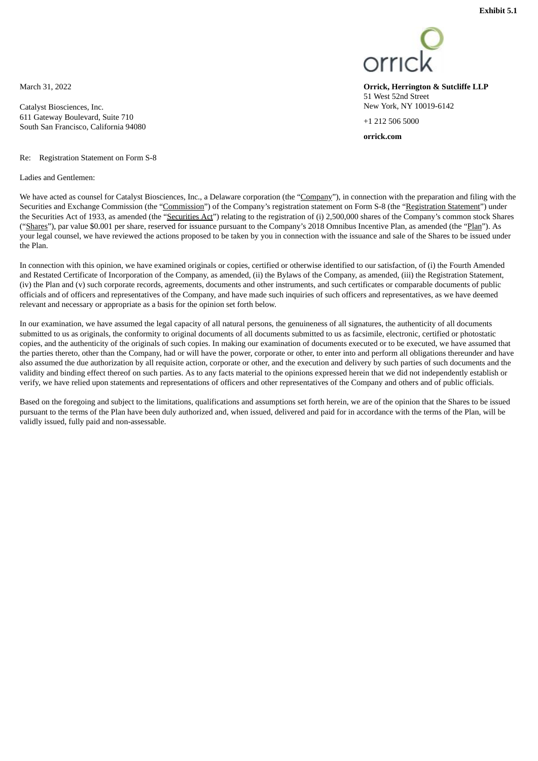**Exhibit 5.1**

March 31, 2022

Catalyst Biosciences, Inc.
611 Gateway Boulevard, Suite 710
South San Francisco, California 94080

**Orrick, Herrington & Sutcliffe LLP**
51 West 52nd Street
New York, NY 10019-6142

+1 212 506 5000

**orrick.com**

Re: Registration Statement on Form S-8

Ladies and Gentlemen:

We have acted as counsel for Catalyst Biosciences, Inc., a Delaware corporation (the "Company"), in connection with the preparation and filing with the Securities and Exchange Commission (the "Commission") of the Company's registration statement on Form S-8 (the "Registration Statement") under the Securities Act of 1933, as amended (the "Securities Act") relating to the registration of (i) 2,500,000 shares of the Company's common stock Shares ("Shares"), par value $0.001 per share, reserved for issuance pursuant to the Company's 2018 Omnibus Incentive Plan, as amended (the "Plan"). As your legal counsel, we have reviewed the actions proposed to be taken by you in connection with the issuance and sale of the Shares to be issued under the Plan.

In connection with this opinion, we have examined originals or copies, certified or otherwise identified to our satisfaction, of (i) the Fourth Amended and Restated Certificate of Incorporation of the Company, as amended, (ii) the Bylaws of the Company, as amended, (iii) the Registration Statement, (iv) the Plan and (v) such corporate records, agreements, documents and other instruments, and such certificates or comparable documents of public officials and of officers and representatives of the Company, and have made such inquiries of such officers and representatives, as we have deemed relevant and necessary or appropriate as a basis for the opinion set forth below.

In our examination, we have assumed the legal capacity of all natural persons, the genuineness of all signatures, the authenticity of all documents submitted to us as originals, the conformity to original documents of all documents submitted to us as facsimile, electronic, certified or photostatic copies, and the authenticity of the originals of such copies. In making our examination of documents executed or to be executed, we have assumed that the parties thereto, other than the Company, had or will have the power, corporate or other, to enter into and perform all obligations thereunder and have also assumed the due authorization by all requisite action, corporate or other, and the execution and delivery by such parties of such documents and the validity and binding effect thereof on such parties. As to any facts material to the opinions expressed herein that we did not independently establish or verify, we have relied upon statements and representations of officers and other representatives of the Company and others and of public officials.

Based on the foregoing and subject to the limitations, qualifications and assumptions set forth herein, we are of the opinion that the Shares to be issued pursuant to the terms of the Plan have been duly authorized and, when issued, delivered and paid for in accordance with the terms of the Plan, will be validly issued, fully paid and non-assessable.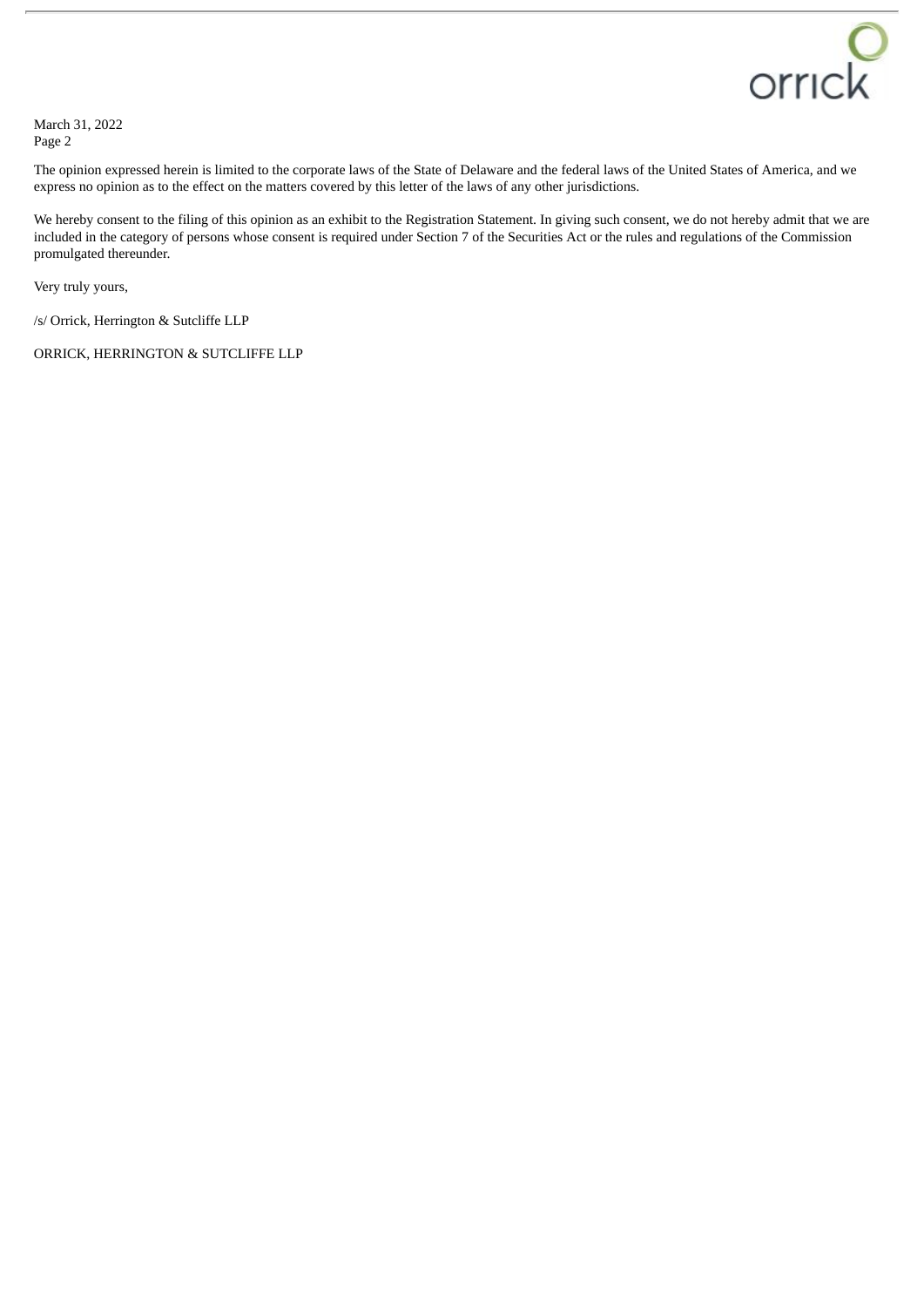March 31, 2022
Page 2

The opinion expressed herein is limited to the corporate laws of the State of Delaware and the federal laws of the United States of America, and we express no opinion as to the effect on the matters covered by this letter of the laws of any other jurisdictions.

We hereby consent to the filing of this opinion as an exhibit to the Registration Statement. In giving such consent, we do not hereby admit that we are included in the category of persons whose consent is required under Section 7 of the Securities Act or the rules and regulations of the Commission promulgated thereunder.

Very truly yours,

/s/ Orrick, Herrington & Sutcliffe LLP

ORRICK, HERRINGTON & SUTCLIFFE LLP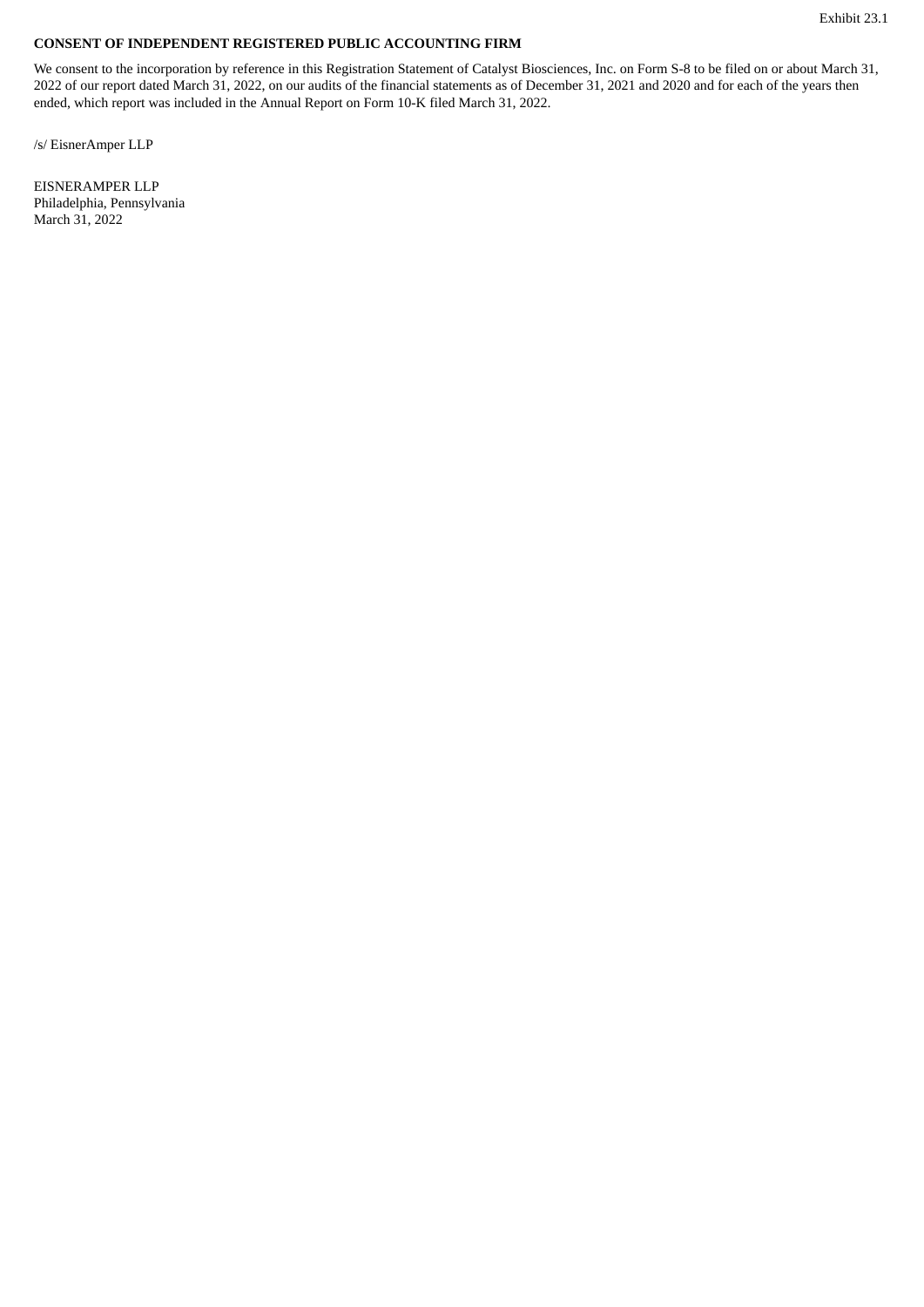Exhibit 23.1

**CONSENT OF INDEPENDENT REGISTERED PUBLIC ACCOUNTING FIRM**

We consent to the incorporation by reference in this Registration Statement of Catalyst Biosciences, Inc. on Form S-8 to be filed on or about March 31, 2022 of our report dated March 31, 2022, on our audits of the financial statements as of December 31, 2021 and 2020 and for each of the years then ended, which report was included in the Annual Report on Form 10-K filed March 31, 2022.

/s/ EisnerAmper LLP

EISNERAMPER LLP
Philadelphia, Pennsylvania
March 31, 2022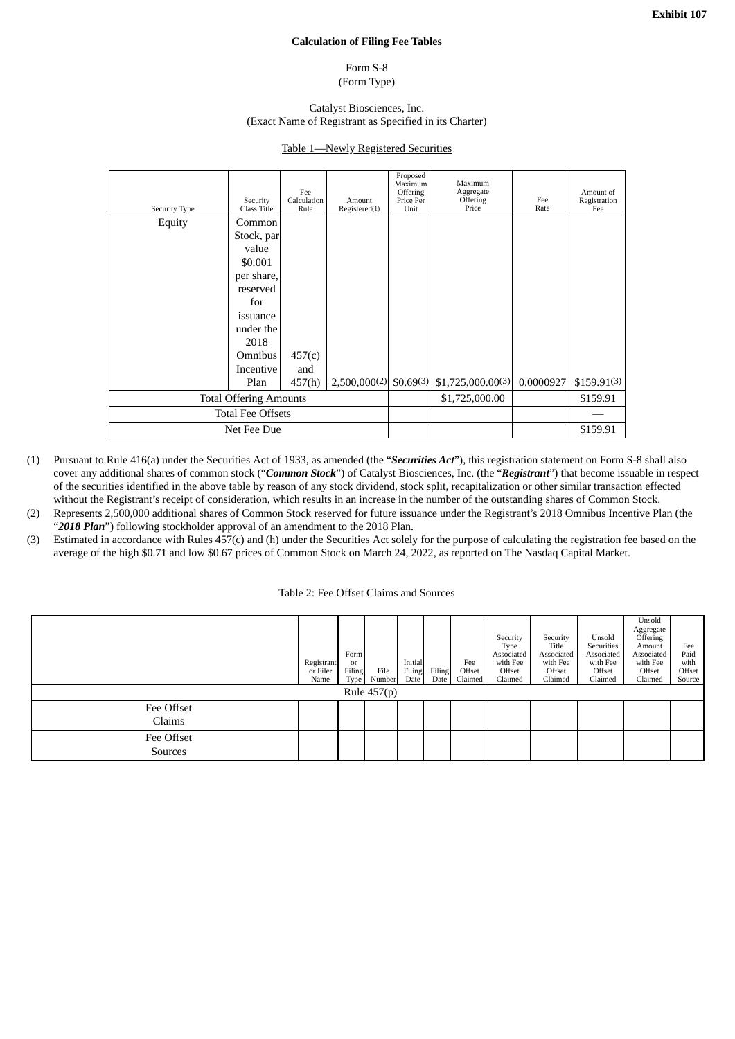**Exhibit 107**

**Calculation of Filing Fee Tables**

Form S-8
(Form Type)

Catalyst Biosciences, Inc.
(Exact Name of Registrant as Specified in its Charter)

Table 1—Newly Registered Securities

| Security Type | Security Class Title | Fee Calculation Rule | Amount Registered(1) | Proposed Maximum Offering Price Per Unit | Maximum Aggregate Offering Price | Fee Rate | Amount of Registration Fee |
|---|---|---|---|---|---|---|---|
| Equity | Common Stock, par value $0.001 per share, reserved for issuance under the 2018 Omnibus Incentive Plan | 457(c) and 457(h) | 2,500,000(2) | $0.69(3) | $1,725,000.00(3) | 0.0000927 | $159.91(3) |
| Total Offering Amounts | | | | | $1,725,000.00 | | $159.91 |
| Total Fee Offsets | | | | | | | — |
| Net Fee Due | | | | | | | $159.91 |

(1) Pursuant to Rule 416(a) under the Securities Act of 1933, as amended (the "***Securities Act***"), this registration statement on Form S-8 shall also cover any additional shares of common stock ("***Common Stock***") of Catalyst Biosciences, Inc. (the "***Registrant***") that become issuable in respect of the securities identified in the above table by reason of any stock dividend, stock split, recapitalization or other similar transaction effected without the Registrant's receipt of consideration, which results in an increase in the number of the outstanding shares of Common Stock.

(2) Represents 2,500,000 additional shares of Common Stock reserved for future issuance under the Registrant's 2018 Omnibus Incentive Plan (the "***2018 Plan***") following stockholder approval of an amendment to the 2018 Plan.

(3) Estimated in accordance with Rules 457(c) and (h) under the Securities Act solely for the purpose of calculating the registration fee based on the average of the high $0.71 and low $0.67 prices of Common Stock on March 24, 2022, as reported on The Nasdaq Capital Market.

Table 2: Fee Offset Claims and Sources

| | Registrant or Filer Name | Form or Filing Type | File Number | Initial Filing Date | Filing Date | Fee Offset Claimed | Security Type Associated with Fee Offset Claimed | Security Title Associated with Fee Offset Claimed | Unsold Securities Associated with Fee Offset Claimed | Unsold Aggregate Offering Amount Associated with Fee Offset Claimed | Fee Paid with Offset Source |
|---|---|---|---|---|---|---|---|---|---|---|---|
| Rule 457(p) | | | | | | | | | | | |
| Fee Offset Claims | | | | | | | | | | | |
| Fee Offset Sources | | | | | | | | | | | |